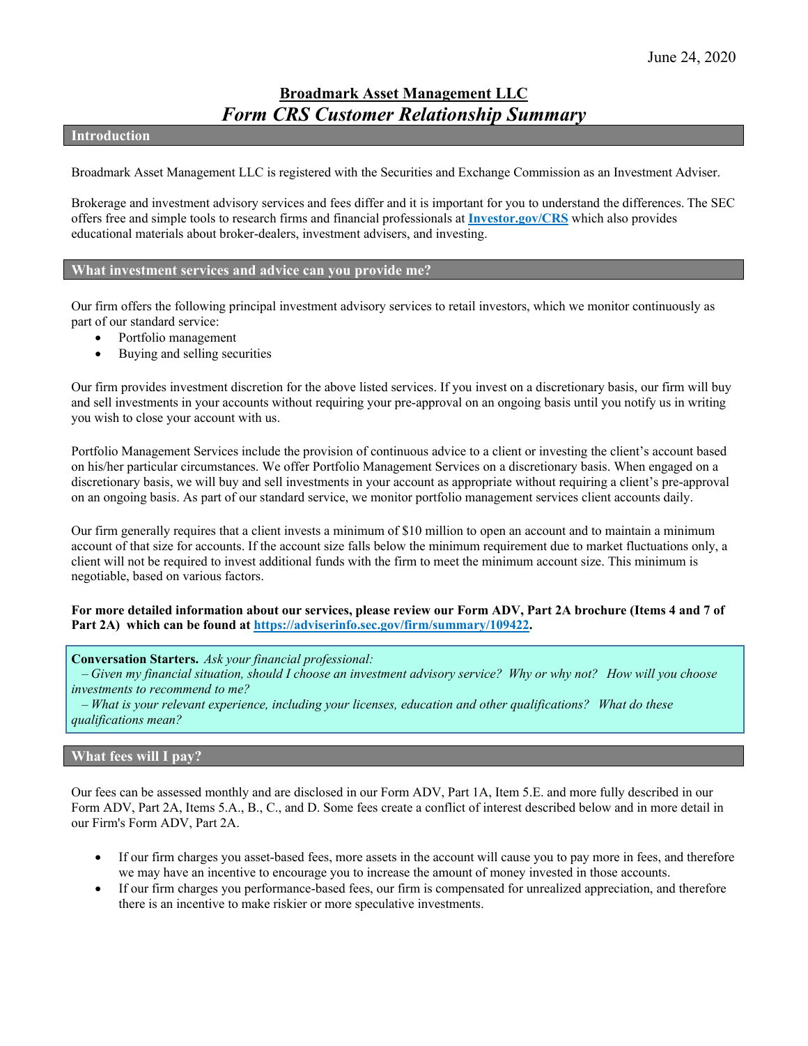June 24, 2020

# Broadmark Asset Management LLC

## *Form CRS Customer Relationship Summary*

## Introduction

Broadmark Asset Management LLC is registered with the Securities and Exchange Commission as an Investment Adviser.

Brokerage and investment advisory services and fees differ and it is important for you to understand the differences. The SEC offers free and simple tools to research firms and financial professionals at **[Investor.gov/CRS](https://Investor.gov/CRS)** which also provides educational materials about broker-dealers, investment advisers, and investing.

## What investment services and advice can you provide me?

Our firm offers the following principal investment advisory services to retail investors, which we monitor continuously as part of our standard service:

- Portfolio management
- Buying and selling securities

Our firm provides investment discretion for the above listed services. If you invest on a discretionary basis, our firm will buy and sell investments in your accounts without requiring your pre-approval on an ongoing basis until you notify us in writing you wish to close your account with us.

Portfolio Management Services include the provision of continuous advice to a client or investing the client's account based on his/her particular circumstances. We offer Portfolio Management Services on a discretionary basis. When engaged on a discretionary basis, we will buy and sell investments in your account as appropriate without requiring a client's pre-approval on an ongoing basis. As part of our standard service, we monitor portfolio management services client accounts daily.

Our firm generally requires that a client invests a minimum of $10 million to open an account and to maintain a minimum account of that size for accounts. If the account size falls below the minimum requirement due to market fluctuations only, a client will not be required to invest additional funds with the firm to meet the minimum account size. This minimum is negotiable, based on various factors.

**For more detailed information about our services, please review our Form ADV, Part 2A brochure (Items 4 and 7 of Part 2A) which can be found at [https://adviserinfo.sec.gov/firm/summary/109422](https://adviserinfo.sec.gov/firm/summary/109422).**

**Conversation Starters.** *Ask your financial professional:*
*– Given my financial situation, should I choose an investment advisory service? Why or why not? How will you choose investments to recommend to me?*
*– What is your relevant experience, including your licenses, education and other qualifications? What do these qualifications mean?*

## What fees will I pay?

Our fees can be assessed monthly and are disclosed in our Form ADV, Part 1A, Item 5.E. and more fully described in our Form ADV, Part 2A, Items 5.A., B., C., and D. Some fees create a conflict of interest described below and in more detail in our Firm's Form ADV, Part 2A.

- If our firm charges you asset-based fees, more assets in the account will cause you to pay more in fees, and therefore we may have an incentive to encourage you to increase the amount of money invested in those accounts.
- If our firm charges you performance-based fees, our firm is compensated for unrealized appreciation, and therefore there is an incentive to make riskier or more speculative investments.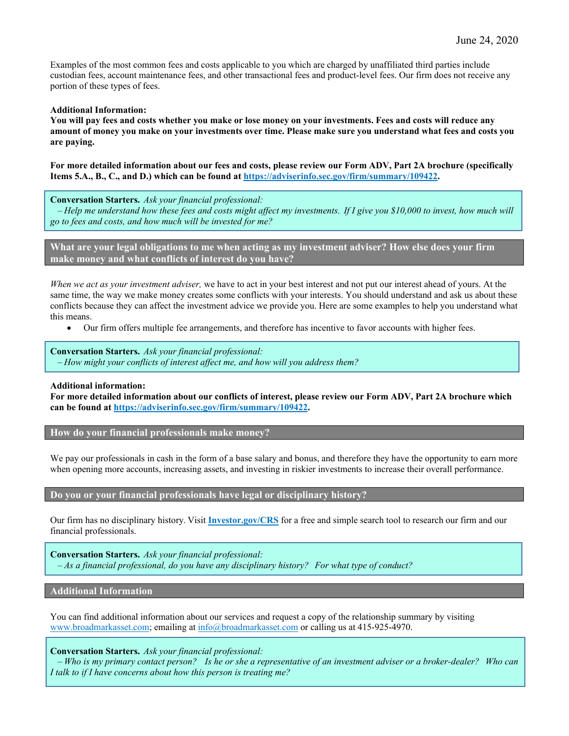June 24, 2020

Examples of the most common fees and costs applicable to you which are charged by unaffiliated third parties include custodian fees, account maintenance fees, and other transactional fees and product-level fees. Our firm does not receive any portion of these types of fees.

**Additional Information:**
**You will pay fees and costs whether you make or lose money on your investments. Fees and costs will reduce any amount of money you make on your investments over time. Please make sure you understand what fees and costs you are paying.**

**For more detailed information about our fees and costs, please review our Form ADV, Part 2A brochure (specifically Items 5.A., B., C., and D.) which can be found at [https://adviserinfo.sec.gov/firm/summary/109422](https://adviserinfo.sec.gov/firm/summary/109422).**

> **Conversation Starters.** *Ask your financial professional:*
> *– Help me understand how these fees and costs might affect my investments. If I give you $10,000 to invest, how much will go to fees and costs, and how much will be invested for me?*

## What are your legal obligations to me when acting as my investment adviser? How else does your firm make money and what conflicts of interest do you have?

*When we act as your investment adviser,* we have to act in your best interest and not put our interest ahead of yours. At the same time, the way we make money creates some conflicts with your interests. You should understand and ask us about these conflicts because they can affect the investment advice we provide you. Here are some examples to help you understand what this means.

- Our firm offers multiple fee arrangements, and therefore has incentive to favor accounts with higher fees.

> **Conversation Starters.** *Ask your financial professional:*
> *– How might your conflicts of interest affect me, and how will you address them?*

**Additional information:**
**For more detailed information about our conflicts of interest, please review our Form ADV, Part 2A brochure which can be found at [https://adviserinfo.sec.gov/firm/summary/109422](https://adviserinfo.sec.gov/firm/summary/109422).**

## How do your financial professionals make money?

We pay our professionals in cash in the form of a base salary and bonus, and therefore they have the opportunity to earn more when opening more accounts, increasing assets, and investing in riskier investments to increase their overall performance.

## Do you or your financial professionals have legal or disciplinary history?

Our firm has no disciplinary history. Visit **[Investor.gov/CRS](https://www.investor.gov/CRS)** for a free and simple search tool to research our firm and our financial professionals.

> **Conversation Starters.** *Ask your financial professional:*
> *– As a financial professional, do you have any disciplinary history? For what type of conduct?*

## Additional Information

You can find additional information about our services and request a copy of the relationship summary by visiting [www.broadmarkasset.com](http://www.broadmarkasset.com); emailing at [info@broadmarkasset.com](mailto:info@broadmarkasset.com) or calling us at 415-925-4970.

> **Conversation Starters.** *Ask your financial professional:*
> *– Who is my primary contact person? Is he or she a representative of an investment adviser or a broker-dealer? Who can I talk to if I have concerns about how this person is treating me?*